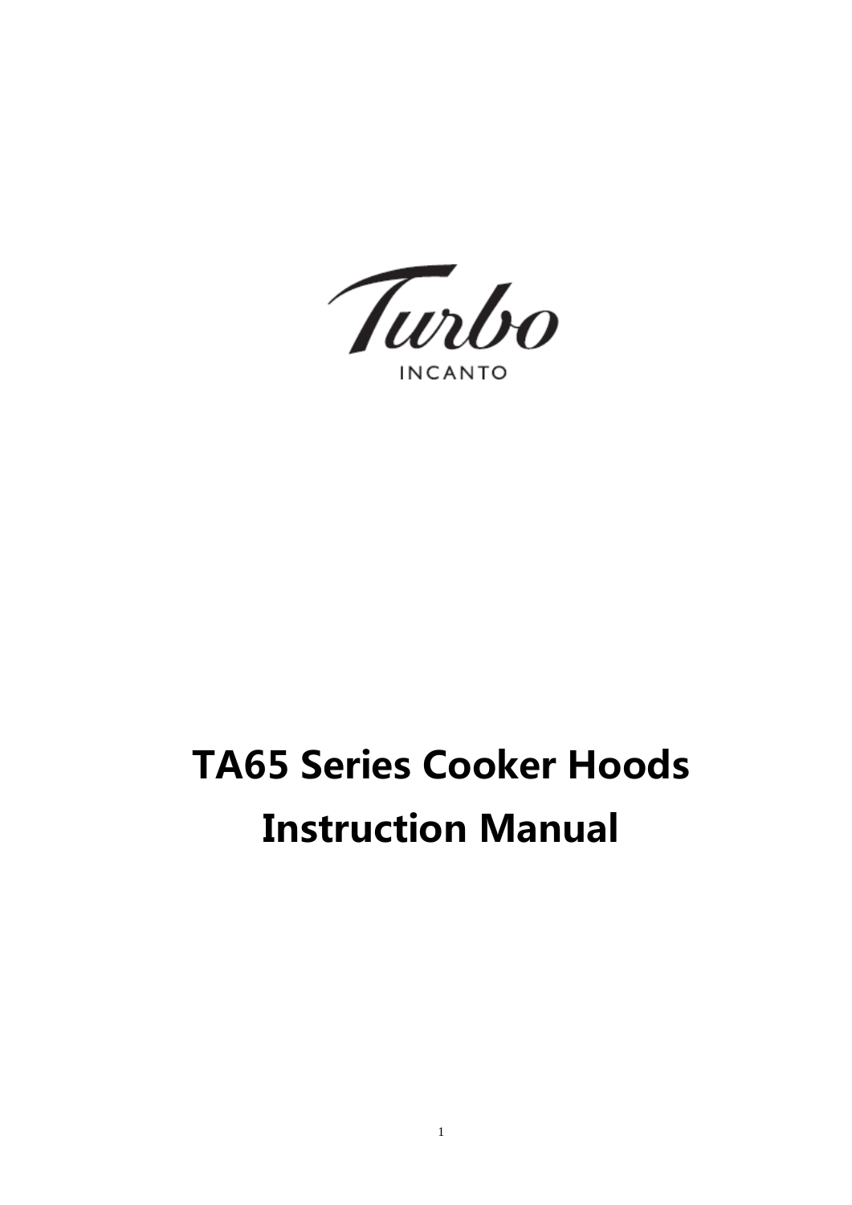Turbo

INCANTO

# TA65 Series Cooker Hoods Instruction Manual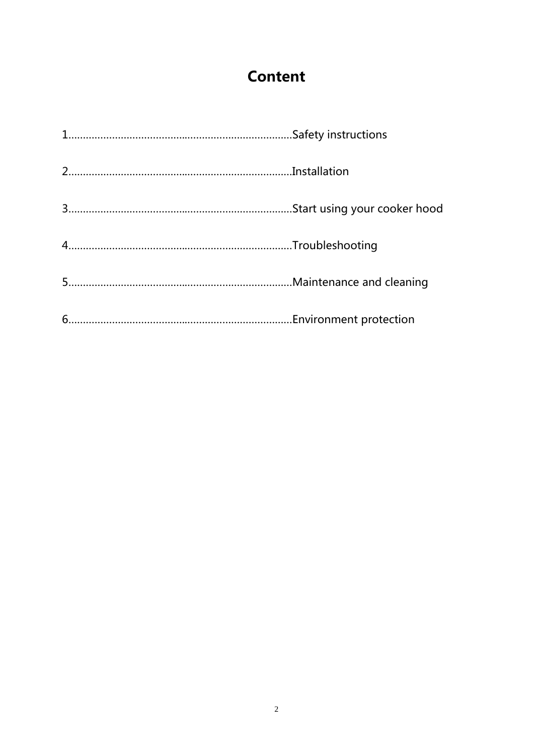# Content

1............................................................................Safety instructions

2............................................................................Installation

3............................................................................Start using your cooker hood

4............................................................................Troubleshooting

5............................................................................Maintenance and cleaning

6............................................................................Environment protection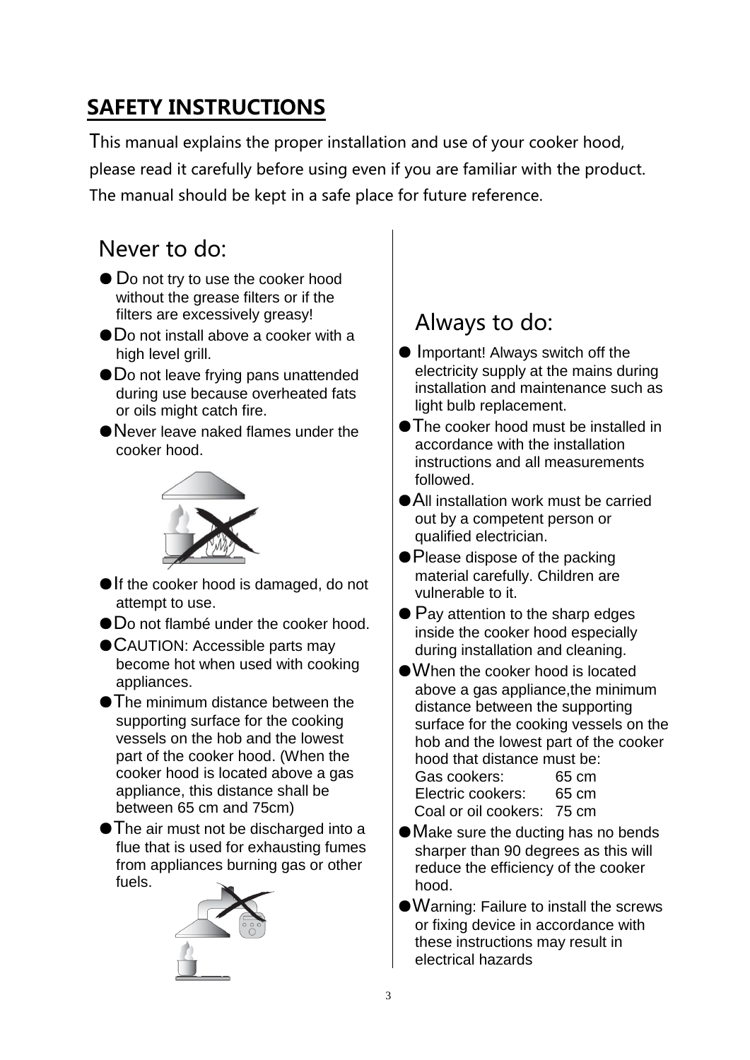## SAFETY INSTRUCTIONS

This manual explains the proper installation and use of your cooker hood, please read it carefully before using even if you are familiar with the product. The manual should be kept in a safe place for future reference.

### Never to do:

- Do not try to use the cooker hood without the grease filters or if the filters are excessively greasy!
- Do not install above a cooker with a high level grill.
- Do not leave frying pans unattended during use because overheated fats or oils might catch fire.
- Never leave naked flames under the cooker hood.
- If the cooker hood is damaged, do not attempt to use.
- Do not flambé under the cooker hood.
- CAUTION: Accessible parts may become hot when used with cooking appliances.
- The minimum distance between the supporting surface for the cooking vessels on the hob and the lowest part of the cooker hood. (When the cooker hood is located above a gas appliance, this distance shall be between 65 cm and 75cm)
- The air must not be discharged into a flue that is used for exhausting fumes from appliances burning gas or other fuels.

### Always to do:

- Important! Always switch off the electricity supply at the mains during installation and maintenance such as light bulb replacement.
- The cooker hood must be installed in accordance with the installation instructions and all measurements followed.
- All installation work must be carried out by a competent person or qualified electrician.
- Please dispose of the packing material carefully. Children are vulnerable to it.
- Pay attention to the sharp edges inside the cooker hood especially during installation and cleaning.
- When the cooker hood is located above a gas appliance,the minimum distance between the supporting surface for the cooking vessels on the hob and the lowest part of the cooker hood that distance must be:
  Gas cookers: 65 cm
  Electric cookers: 65 cm
  Coal or oil cookers: 75 cm
- Make sure the ducting has no bends sharper than 90 degrees as this will reduce the efficiency of the cooker hood.
- Warning: Failure to install the screws or fixing device in accordance with these instructions may result in electrical hazards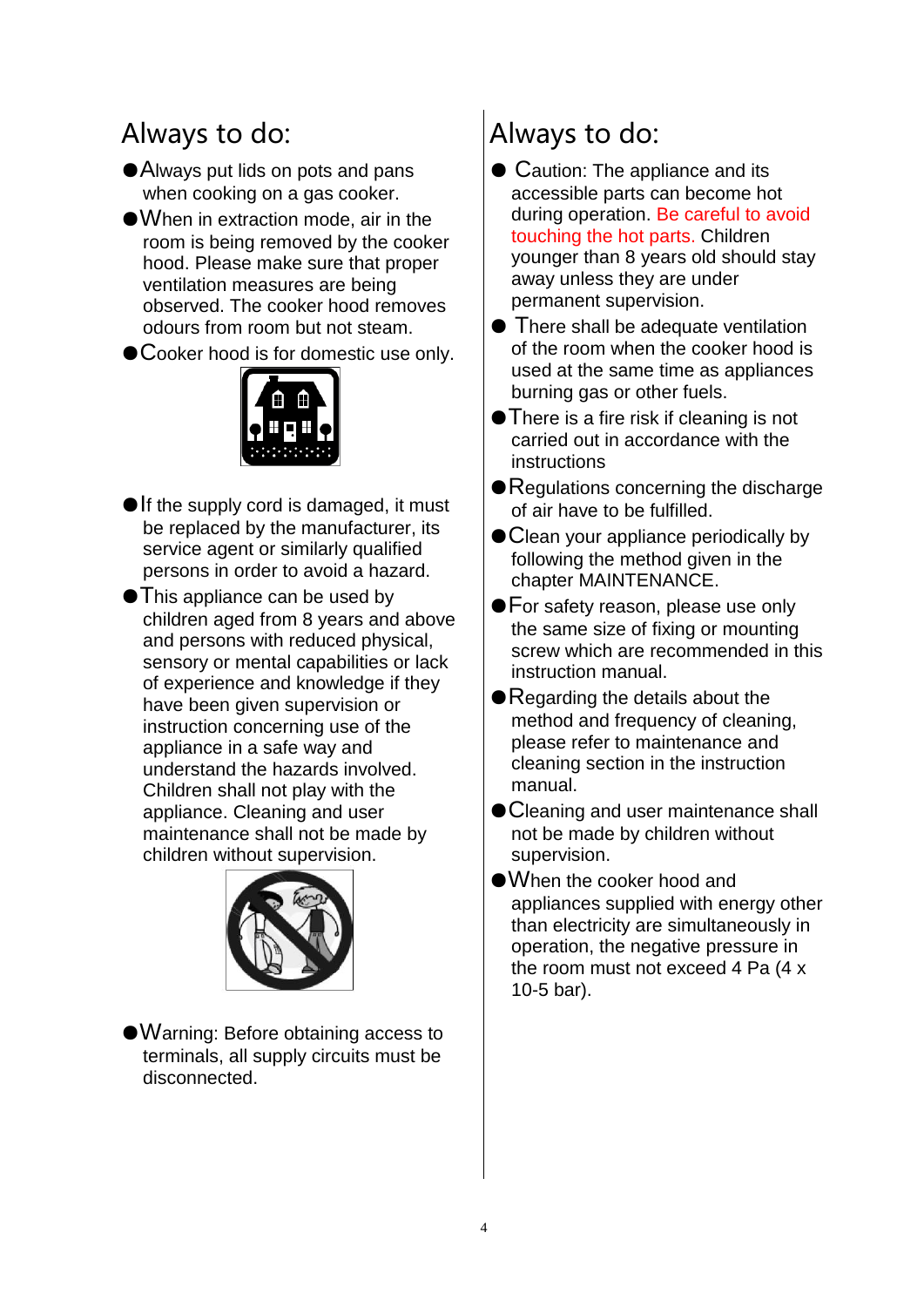## Always to do:

- Always put lids on pots and pans when cooking on a gas cooker.
- When in extraction mode, air in the room is being removed by the cooker hood. Please make sure that proper ventilation measures are being observed. The cooker hood removes odours from room but not steam.
- Cooker hood is for domestic use only.
- If the supply cord is damaged, it must be replaced by the manufacturer, its service agent or similarly qualified persons in order to avoid a hazard.
- This appliance can be used by children aged from 8 years and above and persons with reduced physical, sensory or mental capabilities or lack of experience and knowledge if they have been given supervision or instruction concerning use of the appliance in a safe way and understand the hazards involved. Children shall not play with the appliance. Cleaning and user maintenance shall not be made by children without supervision.
- Warning: Before obtaining access to terminals, all supply circuits must be disconnected.

## Always to do:

- Caution: The appliance and its accessible parts can become hot during operation. Be careful to avoid touching the hot parts. Children younger than 8 years old should stay away unless they are under permanent supervision.
- There shall be adequate ventilation of the room when the cooker hood is used at the same time as appliances burning gas or other fuels.
- There is a fire risk if cleaning is not carried out in accordance with the instructions
- Regulations concerning the discharge of air have to be fulfilled.
- Clean your appliance periodically by following the method given in the chapter MAINTENANCE.
- For safety reason, please use only the same size of fixing or mounting screw which are recommended in this instruction manual.
- Regarding the details about the method and frequency of cleaning, please refer to maintenance and cleaning section in the instruction manual.
- Cleaning and user maintenance shall not be made by children without supervision.
- When the cooker hood and appliances supplied with energy other than electricity are simultaneously in operation, the negative pressure in the room must not exceed 4 Pa (4 x 10-5 bar).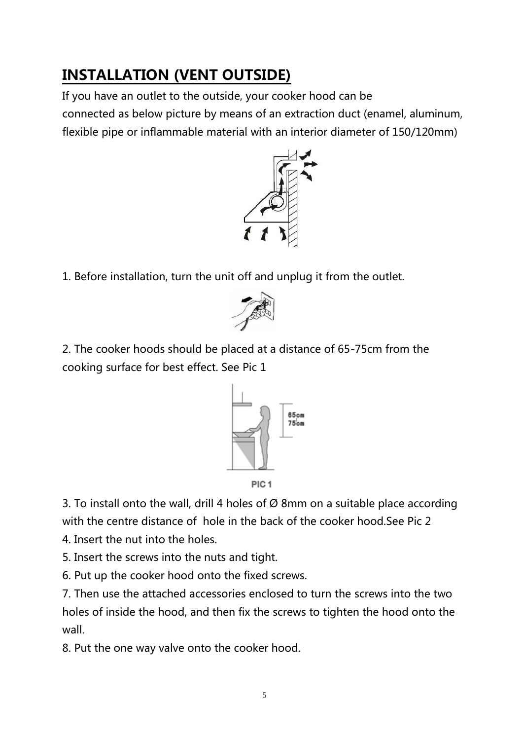## INSTALLATION (VENT OUTSIDE)

If you have an outlet to the outside, your cooker hood can be connected as below picture by means of an extraction duct (enamel, aluminum, flexible pipe or inflammable material with an interior diameter of 150/120mm)

1. Before installation, turn the unit off and unplug it from the outlet.

2. The cooker hoods should be placed at a distance of 65-75cm from the cooking surface for best effect. See Pic 1

65cm
75cm

PIC 1

3. To install onto the wall, drill 4 holes of Ø 8mm on a suitable place according with the centre distance of hole in the back of the cooker hood.See Pic 2
4. Insert the nut into the holes.
5. Insert the screws into the nuts and tight.
6. Put up the cooker hood onto the fixed screws.
7. Then use the attached accessories enclosed to turn the screws into the two holes of inside the hood, and then fix the screws to tighten the hood onto the wall.
8. Put the one way valve onto the cooker hood.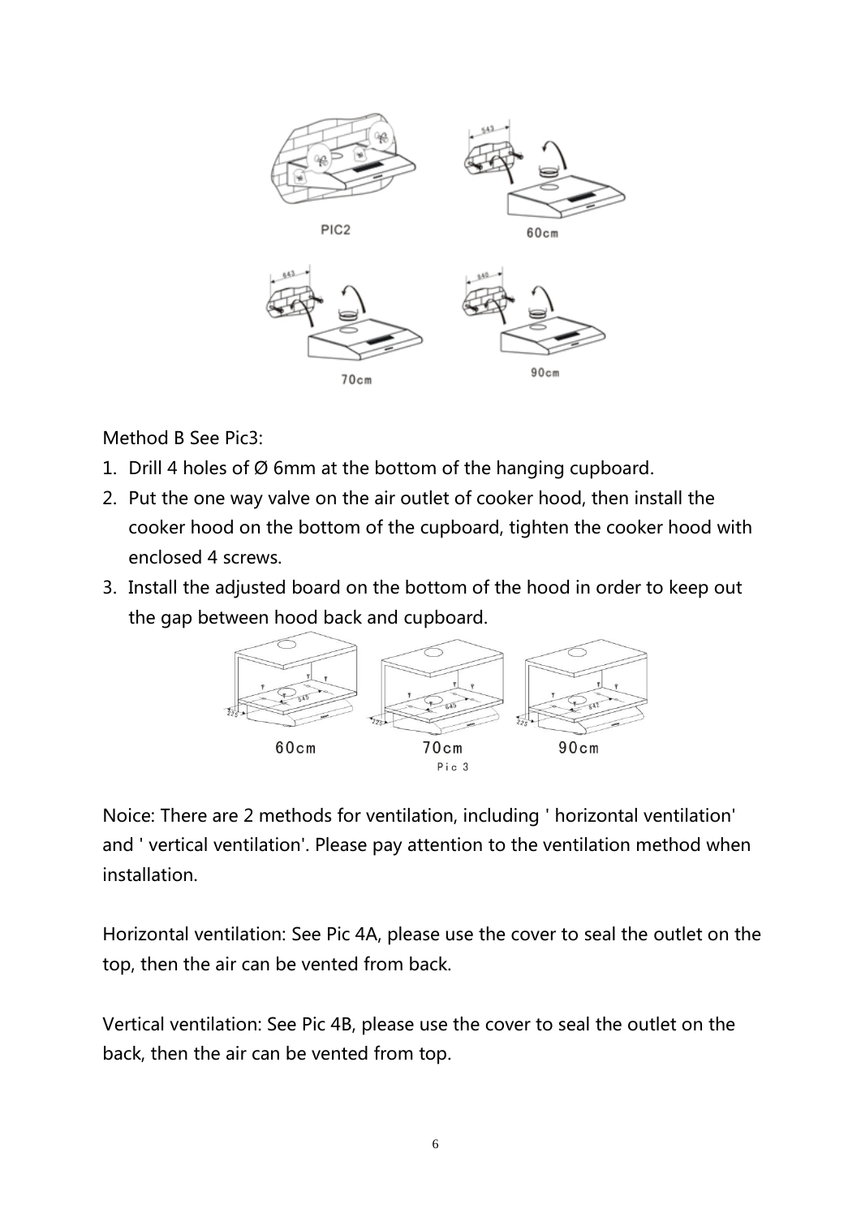PIC2

60cm

70cm

90cm

Method B See Pic3:

1. Drill 4 holes of Ø 6mm at the bottom of the hanging cupboard.
2. Put the one way valve on the air outlet of cooker hood, then install the cooker hood on the bottom of the cupboard, tighten the cooker hood with enclosed 4 screws.
3. Install the adjusted board on the bottom of the hood in order to keep out the gap between hood back and cupboard.

60cm 70cm 90cm

Pic 3

Noice: There are 2 methods for ventilation, including ' horizontal ventilation' and ' vertical ventilation'. Please pay attention to the ventilation method when installation.

Horizontal ventilation: See Pic 4A, please use the cover to seal the outlet on the top, then the air can be vented from back.

Vertical ventilation: See Pic 4B, please use the cover to seal the outlet on the back, then the air can be vented from top.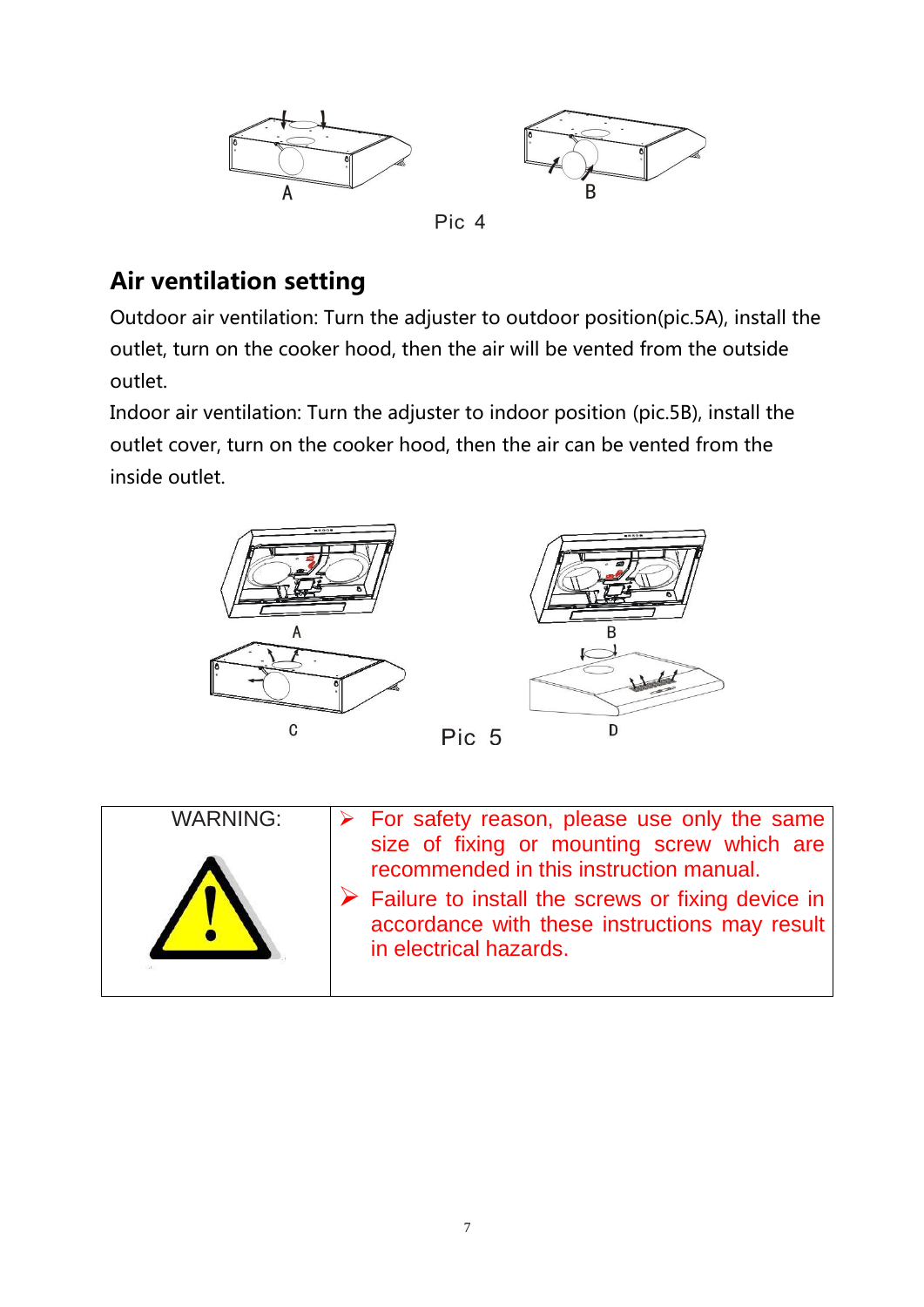Pic 4

## Air ventilation setting

Outdoor air ventilation: Turn the adjuster to outdoor position(pic.5A), install the outlet, turn on the cooker hood, then the air will be vented from the outside outlet.

Indoor air ventilation: Turn the adjuster to indoor position (pic.5B), install the outlet cover, turn on the cooker hood, then the air can be vented from the inside outlet.

Pic 5

| WARNING: | |
|---|---|
| | ➢ For safety reason, please use only the same size of fixing or mounting screw which are recommended in this instruction manual.<br>➢ Failure to install the screws or fixing device in accordance with these instructions may result in electrical hazards. |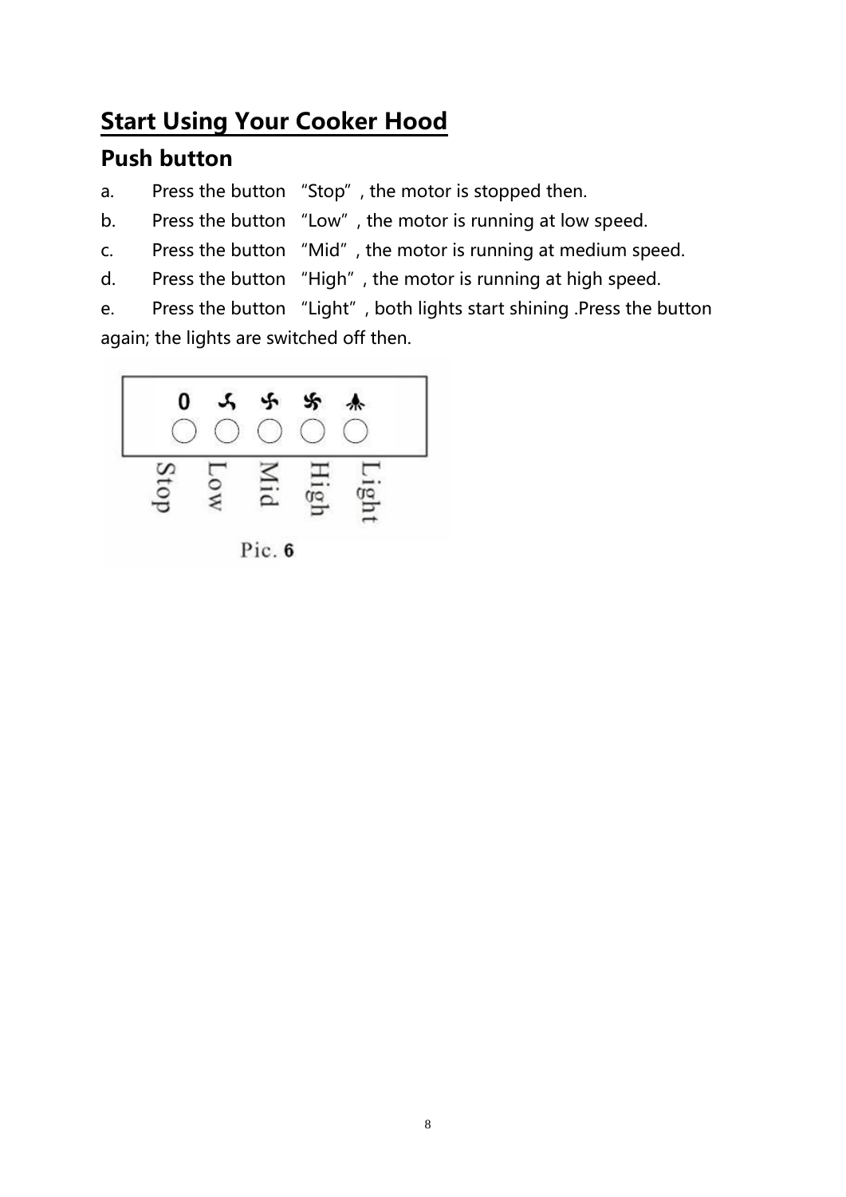## Start Using Your Cooker Hood

### Push button

a. Press the button "Stop", the motor is stopped then.

b. Press the button "Low", the motor is running at low speed.

c. Press the button "Mid", the motor is running at medium speed.

d. Press the button "High", the motor is running at high speed.

e. Press the button "Light", both lights start shining .Press the button again; the lights are switched off then.

Pic. 6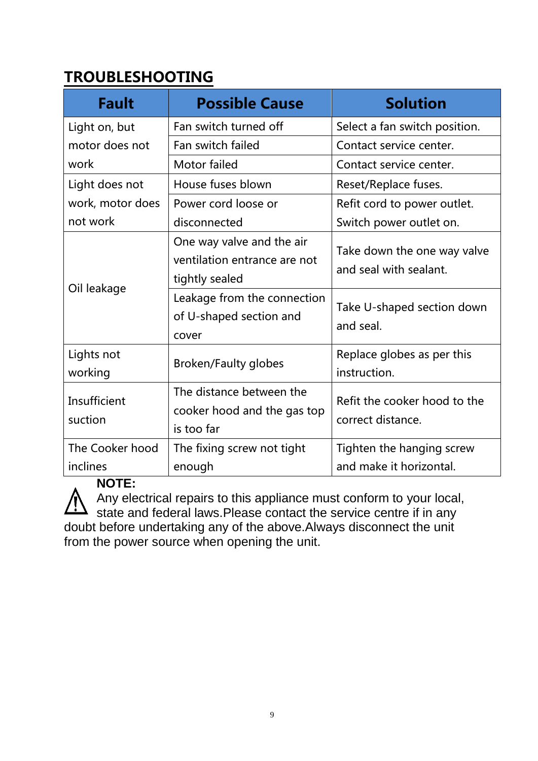# TROUBLESHOOTING

| Fault | Possible Cause | Solution |
|---|---|---|
| Light on, but motor does not work | Fan switch turned off | Select a fan switch position. |
| | Fan switch failed | Contact service center. |
| | Motor failed | Contact service center. |
| Light does not work, motor does not work | House fuses blown | Reset/Replace fuses. |
| | Power cord loose or disconnected | Refit cord to power outlet. Switch power outlet on. |
| Oil leakage | One way valve and the air ventilation entrance are not tightly sealed | Take down the one way valve and seal with sealant. |
| | Leakage from the connection of U-shaped section and cover | Take U-shaped section down and seal. |
| Lights not working | Broken/Faulty globes | Replace globes as per this instruction. |
| Insufficient suction | The distance between the cooker hood and the gas top is too far | Refit the cooker hood to the correct distance. |
| The Cooker hood inclines | The fixing screw not tight enough | Tighten the hanging screw and make it horizontal. |

**NOTE:**

⚠ Any electrical repairs to this appliance must conform to your local, state and federal laws.Please contact the service centre if in any doubt before undertaking any of the above.Always disconnect the unit from the power source when opening the unit.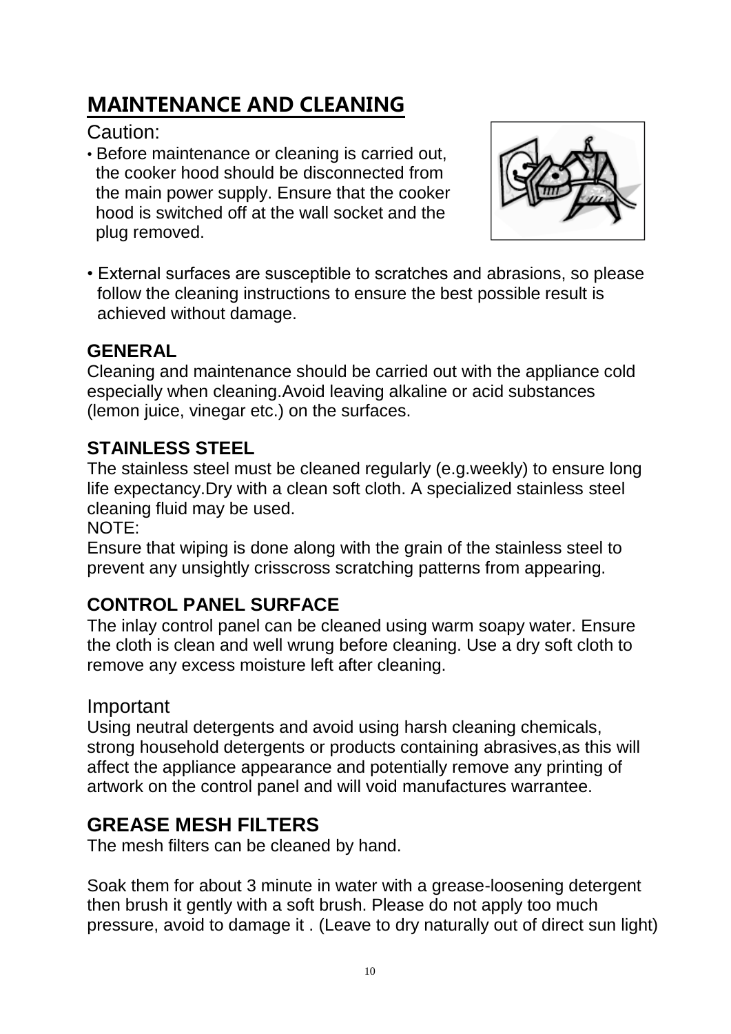# MAINTENANCE AND CLEANING

Caution:

- Before maintenance or cleaning is carried out, the cooker hood should be disconnected from the main power supply. Ensure that the cooker hood is switched off at the wall socket and the plug removed.

- External surfaces are susceptible to scratches and abrasions, so please follow the cleaning instructions to ensure the best possible result is achieved without damage.

## GENERAL

Cleaning and maintenance should be carried out with the appliance cold especially when cleaning.Avoid leaving alkaline or acid substances (lemon juice, vinegar etc.) on the surfaces.

## STAINLESS STEEL

The stainless steel must be cleaned regularly (e.g.weekly) to ensure long life expectancy.Dry with a clean soft cloth. A specialized stainless steel cleaning fluid may be used.

NOTE:

Ensure that wiping is done along with the grain of the stainless steel to prevent any unsightly crisscross scratching patterns from appearing.

## CONTROL PANEL SURFACE

The inlay control panel can be cleaned using warm soapy water. Ensure the cloth is clean and well wrung before cleaning. Use a dry soft cloth to remove any excess moisture left after cleaning.

Important

Using neutral detergents and avoid using harsh cleaning chemicals, strong household detergents or products containing abrasives,as this will affect the appliance appearance and potentially remove any printing of artwork on the control panel and will void manufactures warrantee.

## GREASE MESH FILTERS

The mesh filters can be cleaned by hand.

Soak them for about 3 minute in water with a grease-loosening detergent then brush it gently with a soft brush. Please do not apply too much pressure, avoid to damage it . (Leave to dry naturally out of direct sun light)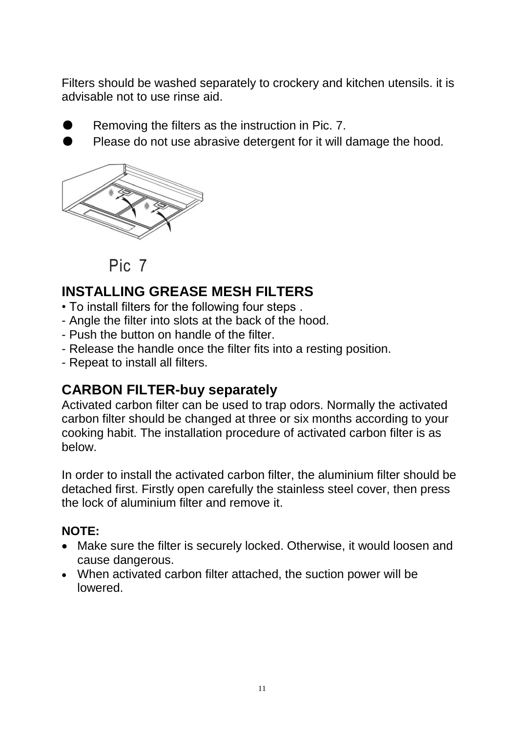Filters should be washed separately to crockery and kitchen utensils. it is advisable not to use rinse aid.

- Removing the filters as the instruction in Pic. 7.
- Please do not use abrasive detergent for it will damage the hood.

Pic 7

## INSTALLING GREASE MESH FILTERS

• To install filters for the following four steps .
- Angle the filter into slots at the back of the hood.
- Push the button on handle of the filter.
- Release the handle once the filter fits into a resting position.
- Repeat to install all filters.

## CARBON FILTER-buy separately

Activated carbon filter can be used to trap odors. Normally the activated carbon filter should be changed at three or six months according to your cooking habit. The installation procedure of activated carbon filter is as below.

In order to install the activated carbon filter, the aluminium filter should be detached first. Firstly open carefully the stainless steel cover, then press the lock of aluminium filter and remove it.

**NOTE:**

- Make sure the filter is securely locked. Otherwise, it would loosen and cause dangerous.
- When activated carbon filter attached, the suction power will be lowered.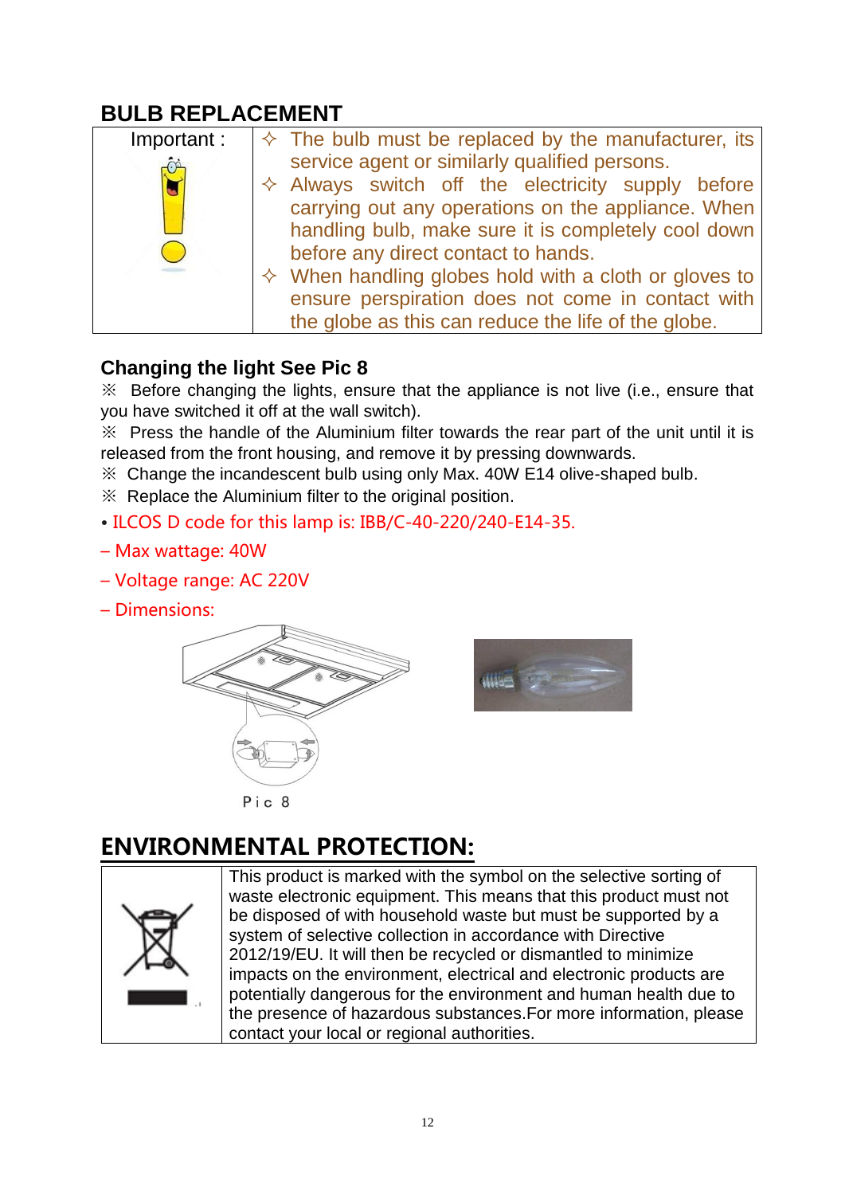## BULB REPLACEMENT

| Important : | ✧ The bulb must be replaced by the manufacturer, its service agent or similarly qualified persons.<br>✧ Always switch off the electricity supply before carrying out any operations on the appliance. When handling bulb, make sure it is completely cool down before any direct contact to hands.<br>✧ When handling globes hold with a cloth or gloves to ensure perspiration does not come in contact with the globe as this can reduce the life of the globe. |
|---|---|

### Changing the light See Pic 8

※ Before changing the lights, ensure that the appliance is not live (i.e., ensure that you have switched it off at the wall switch).

※ Press the handle of the Aluminium filter towards the rear part of the unit until it is released from the front housing, and remove it by pressing downwards.

※ Change the incandescent bulb using only Max. 40W E14 olive-shaped bulb.

※ Replace the Aluminium filter to the original position.

• ILCOS D code for this lamp is: IBB/C-40-220/240-E14-35.

– Max wattage: 40W

– Voltage range: AC 220V

– Dimensions:

Pic 8

## ENVIRONMENTAL PROTECTION:

| | This product is marked with the symbol on the selective sorting of waste electronic equipment. This means that this product must not be disposed of with household waste but must be supported by a system of selective collection in accordance with Directive 2012/19/EU. It will then be recycled or dismantled to minimize impacts on the environment, electrical and electronic products are potentially dangerous for the environment and human health due to the presence of hazardous substances.For more information, please contact your local or regional authorities. |
|---|---|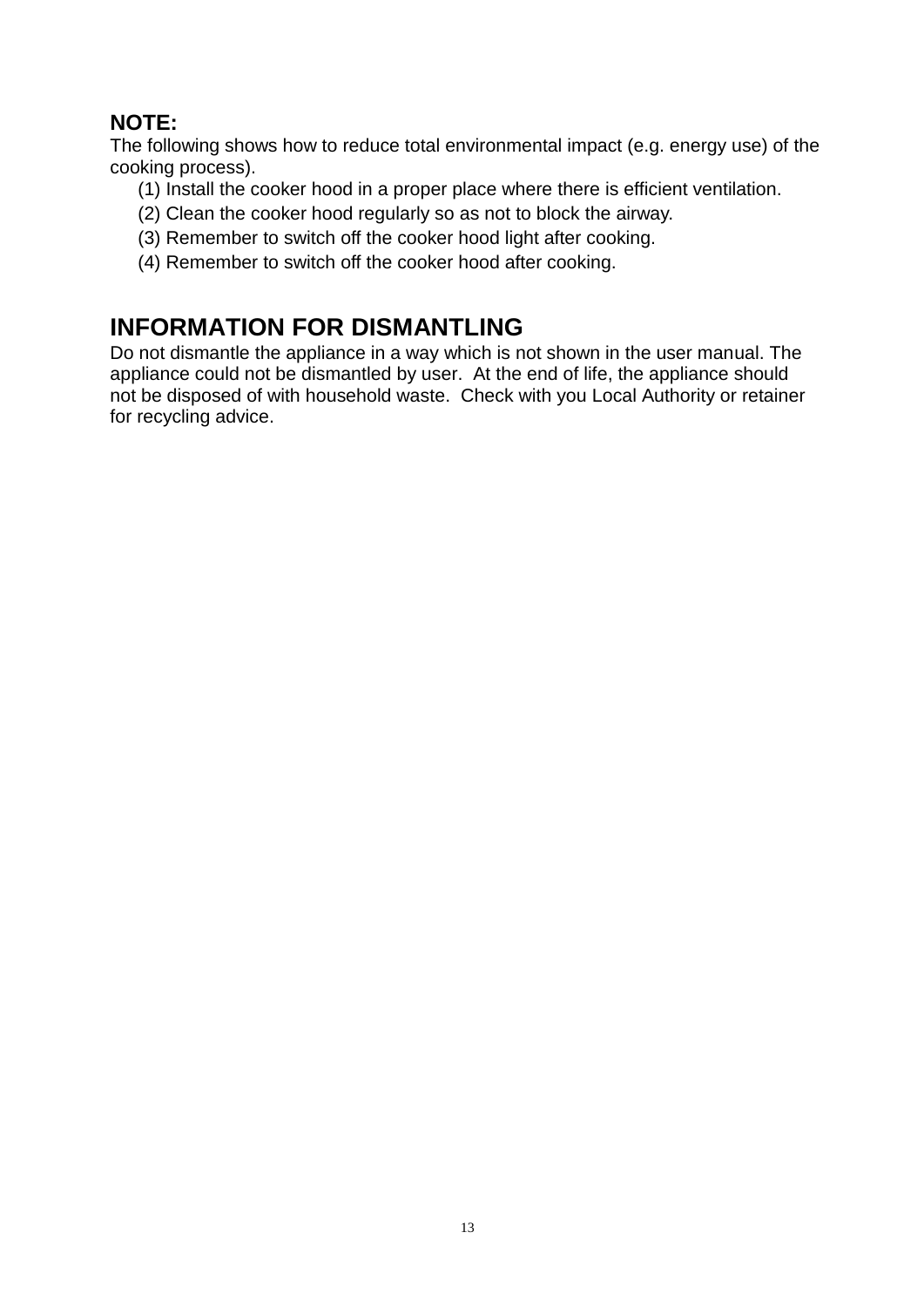**NOTE:**

The following shows how to reduce total environmental impact (e.g. energy use) of the cooking process).

(1) Install the cooker hood in a proper place where there is efficient ventilation.
(2) Clean the cooker hood regularly so as not to block the airway.
(3) Remember to switch off the cooker hood light after cooking.
(4) Remember to switch off the cooker hood after cooking.

## INFORMATION FOR DISMANTLING

Do not dismantle the appliance in a way which is not shown in the user manual. The appliance could not be dismantled by user. At the end of life, the appliance should not be disposed of with household waste. Check with you Local Authority or retainer for recycling advice.